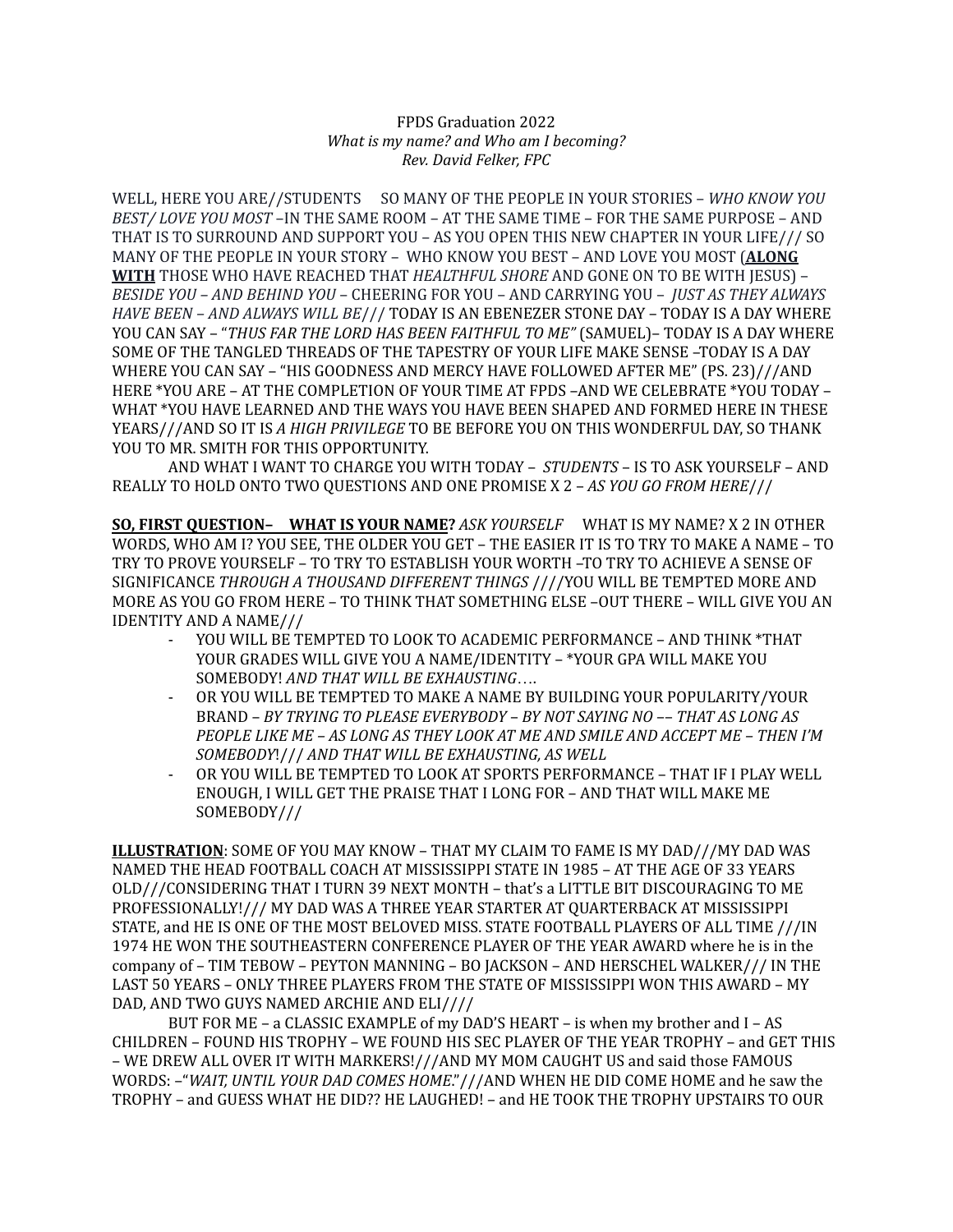FPDS Graduation 2022
*What is my name? and Who am I becoming?*
*Rev. David Felker, FPC*

WELL, HERE YOU ARE//STUDENTS SO MANY OF THE PEOPLE IN YOUR STORIES – *WHO KNOW YOU BEST/ LOVE YOU MOST* –IN THE SAME ROOM – AT THE SAME TIME – FOR THE SAME PURPOSE – AND THAT IS TO SURROUND AND SUPPORT YOU – AS YOU OPEN THIS NEW CHAPTER IN YOUR LIFE/// SO MANY OF THE PEOPLE IN YOUR STORY – WHO KNOW YOU BEST – AND LOVE YOU MOST (**ALONG WITH** THOSE WHO HAVE REACHED THAT *HEALTHFUL SHORE* AND GONE ON TO BE WITH JESUS) – *BESIDE YOU – AND BEHIND YOU* – CHEERING FOR YOU – AND CARRYING YOU – *JUST AS THEY ALWAYS HAVE BEEN – AND ALWAYS WILL BE*/// TODAY IS AN EBENEZER STONE DAY – TODAY IS A DAY WHERE YOU CAN SAY – "*THUS FAR THE LORD HAS BEEN FAITHFUL TO ME"* (SAMUEL)– TODAY IS A DAY WHERE SOME OF THE TANGLED THREADS OF THE TAPESTRY OF YOUR LIFE MAKE SENSE –TODAY IS A DAY WHERE YOU CAN SAY – "HIS GOODNESS AND MERCY HAVE FOLLOWED AFTER ME" (PS. 23)///AND HERE *YOU ARE – AT THE COMPLETION OF YOUR TIME AT FPDS –AND WE CELEBRATE *YOU TODAY – WHAT *YOU HAVE LEARNED AND THE WAYS YOU HAVE BEEN SHAPED AND FORMED HERE IN THESE YEARS///AND SO IT IS *A HIGH PRIVILEGE* TO BE BEFORE YOU ON THIS WONDERFUL DAY, SO THANK YOU TO MR. SMITH FOR THIS OPPORTUNITY.

AND WHAT I WANT TO CHARGE YOU WITH TODAY – *STUDENTS* – IS TO ASK YOURSELF – AND REALLY TO HOLD ONTO TWO QUESTIONS AND ONE PROMISE X 2 – *AS YOU GO FROM HERE*///

**SO, FIRST QUESTION– WHAT IS YOUR NAME?** *ASK YOURSELF* WHAT IS MY NAME? X 2 IN OTHER WORDS, WHO AM I? YOU SEE, THE OLDER YOU GET – THE EASIER IT IS TO TRY TO MAKE A NAME – TO TRY TO PROVE YOURSELF – TO TRY TO ESTABLISH YOUR WORTH –TO TRY TO ACHIEVE A SENSE OF SIGNIFICANCE *THROUGH A THOUSAND DIFFERENT THINGS* ////YOU WILL BE TEMPTED MORE AND MORE AS YOU GO FROM HERE – TO THINK THAT SOMETHING ELSE –OUT THERE – WILL GIVE YOU AN IDENTITY AND A NAME///

- YOU WILL BE TEMPTED TO LOOK TO ACADEMIC PERFORMANCE – AND THINK *THAT YOUR GRADES WILL GIVE YOU A NAME/IDENTITY – *YOUR GPA WILL MAKE YOU SOMEBODY! *AND THAT WILL BE EXHAUSTING*….
- OR YOU WILL BE TEMPTED TO MAKE A NAME BY BUILDING YOUR POPULARITY/YOUR BRAND – *BY TRYING TO PLEASE EVERYBODY – BY NOT SAYING NO –– THAT AS LONG AS PEOPLE LIKE ME – AS LONG AS THEY LOOK AT ME AND SMILE AND ACCEPT ME – THEN I'M SOMEBODY*!/// *AND THAT WILL BE EXHAUSTING, AS WELL*
- OR YOU WILL BE TEMPTED TO LOOK AT SPORTS PERFORMANCE – THAT IF I PLAY WELL ENOUGH, I WILL GET THE PRAISE THAT I LONG FOR – AND THAT WILL MAKE ME SOMEBODY///

**ILLUSTRATION**: SOME OF YOU MAY KNOW – THAT MY CLAIM TO FAME IS MY DAD///MY DAD WAS NAMED THE HEAD FOOTBALL COACH AT MISSISSIPPI STATE IN 1985 – AT THE AGE OF 33 YEARS OLD///CONSIDERING THAT I TURN 39 NEXT MONTH – that's a LITTLE BIT DISCOURAGING TO ME PROFESSIONALLY!/// MY DAD WAS A THREE YEAR STARTER AT QUARTERBACK AT MISSISSIPPI STATE, and HE IS ONE OF THE MOST BELOVED MISS. STATE FOOTBALL PLAYERS OF ALL TIME ///IN 1974 HE WON THE SOUTHEASTERN CONFERENCE PLAYER OF THE YEAR AWARD where he is in the company of – TIM TEBOW – PEYTON MANNING – BO JACKSON – AND HERSCHEL WALKER/// IN THE LAST 50 YEARS – ONLY THREE PLAYERS FROM THE STATE OF MISSISSIPPI WON THIS AWARD – MY DAD, AND TWO GUYS NAMED ARCHIE AND ELI////

BUT FOR ME – a CLASSIC EXAMPLE of my DAD'S HEART – is when my brother and I – AS CHILDREN – FOUND HIS TROPHY – WE FOUND HIS SEC PLAYER OF THE YEAR TROPHY – and GET THIS – WE DREW ALL OVER IT WITH MARKERS!///AND MY MOM CAUGHT US and said those FAMOUS WORDS: –"*WAIT, UNTIL YOUR DAD COMES HOME*."///AND WHEN HE DID COME HOME and he saw the TROPHY – and GUESS WHAT HE DID?? HE LAUGHED! – and HE TOOK THE TROPHY UPSTAIRS TO OUR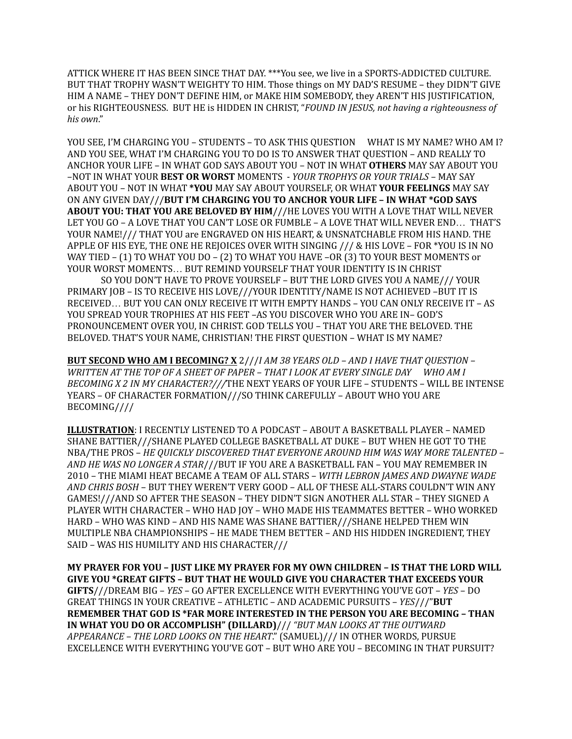ATTICK WHERE IT HAS BEEN SINCE THAT DAY. ***You see, we live in a SPORTS-ADDICTED CULTURE. BUT THAT TROPHY WASN'T WEIGHTY TO HIM. Those things on MY DAD'S RESUME – they DIDN'T GIVE HIM A NAME – THEY DON'T DEFINE HIM, or MAKE HIM SOMEBODY, they AREN'T HIS JUSTIFICATION, or his RIGHTEOUSNESS. BUT HE is HIDDEN IN CHRIST, "*FOUND IN JESUS, not having a righteousness of his own*."

YOU SEE, I'M CHARGING YOU – STUDENTS – TO ASK THIS QUESTION WHAT IS MY NAME? WHO AM I? AND YOU SEE, WHAT I'M CHARGING YOU TO DO IS TO ANSWER THAT QUESTION – AND REALLY TO ANCHOR YOUR LIFE – IN WHAT GOD SAYS ABOUT YOU – NOT IN WHAT **OTHERS** MAY SAY ABOUT YOU –NOT IN WHAT YOUR **BEST OR WORST** MOMENTS - *YOUR TROPHYS OR YOUR TRIALS* – MAY SAY ABOUT YOU – NOT IN WHAT ***YOU** MAY SAY ABOUT YOURSELF, OR WHAT **YOUR FEELINGS** MAY SAY ON ANY GIVEN DAY///**BUT I'M CHARGING YOU TO ANCHOR YOUR LIFE – IN WHAT *GOD SAYS ABOUT YOU: THAT YOU ARE BELOVED BY HIM**///HE LOVES YOU WITH A LOVE THAT WILL NEVER LET YOU GO – A LOVE THAT YOU CAN'T LOSE OR FUMBLE – A LOVE THAT WILL NEVER END… THAT'S YOUR NAME!/// THAT YOU are ENGRAVED ON HIS HEART, & UNSNATCHABLE FROM HIS HAND. THE APPLE OF HIS EYE, THE ONE HE REJOICES OVER WITH SINGING /// & HIS LOVE – FOR *YOU IS IN NO WAY TIED – (1) TO WHAT YOU DO – (2) TO WHAT YOU HAVE –OR (3) TO YOUR BEST MOMENTS or YOUR WORST MOMENTS… BUT REMIND YOURSELF THAT YOUR IDENTITY IS IN CHRIST

SO YOU DON'T HAVE TO PROVE YOURSELF – BUT THE LORD GIVES YOU A NAME/// YOUR PRIMARY JOB – IS TO RECEIVE HIS LOVE///YOUR IDENTITY/NAME IS NOT ACHIEVED –BUT IT IS RECEIVED… BUT YOU CAN ONLY RECEIVE IT WITH EMPTY HANDS – YOU CAN ONLY RECEIVE IT – AS YOU SPREAD YOUR TROPHIES AT HIS FEET –AS YOU DISCOVER WHO YOU ARE IN– GOD'S PRONOUNCEMENT OVER YOU, IN CHRIST. GOD TELLS YOU – THAT YOU ARE THE BELOVED. THE BELOVED. THAT'S YOUR NAME, CHRISTIAN! THE FIRST QUESTION – WHAT IS MY NAME?

**BUT SECOND WHO AM I BECOMING? X** 2///*I AM 38 YEARS OLD – AND I HAVE THAT QUESTION – WRITTEN AT THE TOP OF A SHEET OF PAPER – THAT I LOOK AT EVERY SINGLE DAY WHO AM I BECOMING X 2 IN MY CHARACTER?///*THE NEXT YEARS OF YOUR LIFE – STUDENTS – WILL BE INTENSE YEARS – OF CHARACTER FORMATION///SO THINK CAREFULLY – ABOUT WHO YOU ARE BECOMING////

**ILLUSTRATION**: I RECENTLY LISTENED TO A PODCAST – ABOUT A BASKETBALL PLAYER – NAMED SHANE BATTIER///SHANE PLAYED COLLEGE BASKETBALL AT DUKE – BUT WHEN HE GOT TO THE NBA/THE PROS – *HE QUICKLY DISCOVERED THAT EVERYONE AROUND HIM WAS WAY MORE TALENTED – AND HE WAS NO LONGER A STAR*///BUT IF YOU ARE A BASKETBALL FAN – YOU MAY REMEMBER IN 2010 – THE MIAMI HEAT BECAME A TEAM OF ALL STARS – *WITH LEBRON JAMES AND DWAYNE WADE AND CHRIS BOSH* – BUT THEY WEREN'T VERY GOOD – ALL OF THESE ALL-STARS COULDN'T WIN ANY GAMES!///AND SO AFTER THE SEASON – THEY DIDN'T SIGN ANOTHER ALL STAR – THEY SIGNED A PLAYER WITH CHARACTER – WHO HAD JOY – WHO MADE HIS TEAMMATES BETTER – WHO WORKED HARD – WHO WAS KIND – AND HIS NAME WAS SHANE BATTIER///SHANE HELPED THEM WIN MULTIPLE NBA CHAMPIONSHIPS – HE MADE THEM BETTER – AND HIS HIDDEN INGREDIENT, THEY SAID – WAS HIS HUMILITY AND HIS CHARACTER///

**MY PRAYER FOR YOU – JUST LIKE MY PRAYER FOR MY OWN CHILDREN – IS THAT THE LORD WILL GIVE YOU *GREAT GIFTS – BUT THAT HE WOULD GIVE YOU CHARACTER THAT EXCEEDS YOUR GIFTS**///DREAM BIG – *YES* – GO AFTER EXCELLENCE WITH EVERYTHING YOU'VE GOT – *YES* – DO GREAT THINGS IN YOUR CREATIVE – ATHLETIC – AND ACADEMIC PURSUITS – *YES*///"**BUT REMEMBER THAT GOD IS *FAR MORE INTERESTED IN THE PERSON YOU ARE BECOMING – THAN IN WHAT YOU DO OR ACCOMPLISH" (DILLARD)**/// *"BUT MAN LOOKS AT THE OUTWARD APPEARANCE – THE LORD LOOKS ON THE HEART*." (SAMUEL)/// IN OTHER WORDS, PURSUE EXCELLENCE WITH EVERYTHING YOU'VE GOT – BUT WHO ARE YOU – BECOMING IN THAT PURSUIT?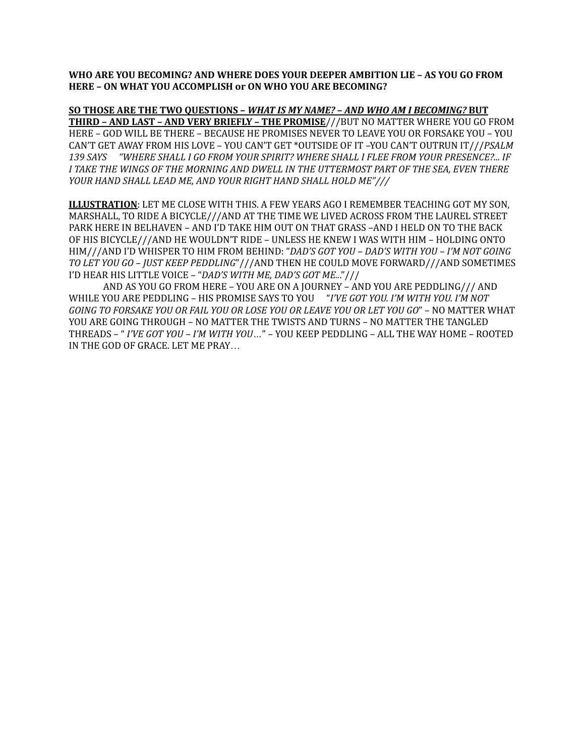**WHO ARE YOU BECOMING? AND WHERE DOES YOUR DEEPER AMBITION LIE – AS YOU GO FROM HERE – ON WHAT YOU ACCOMPLISH or ON WHO YOU ARE BECOMING?**

**<u>SO THOSE ARE THE TWO QUESTIONS – *WHAT IS MY NAME? – AND WHO AM I BECOMING?* BUT THIRD – AND LAST – AND VERY BRIEFLY – THE PROMISE</u>**///BUT NO MATTER WHERE YOU GO FROM HERE – GOD WILL BE THERE – BECAUSE HE PROMISES NEVER TO LEAVE YOU OR FORSAKE YOU – YOU CAN'T GET AWAY FROM HIS LOVE – YOU CAN'T GET *OUTSIDE OF IT –YOU CAN'T OUTRUN IT///*PSALM 139 SAYS "WHERE SHALL I GO FROM YOUR SPIRIT? WHERE SHALL I FLEE FROM YOUR PRESENCE?... IF I TAKE THE WINGS OF THE MORNING AND DWELL IN THE UTTERMOST PART OF THE SEA, EVEN THERE YOUR HAND SHALL LEAD ME, AND YOUR RIGHT HAND SHALL HOLD ME"///*

**<u>ILLUSTRATION</u>**: LET ME CLOSE WITH THIS. A FEW YEARS AGO I REMEMBER TEACHING GOT MY SON, MARSHALL, TO RIDE A BICYCLE///AND AT THE TIME WE LIVED ACROSS FROM THE LAUREL STREET PARK HERE IN BELHAVEN – AND I'D TAKE HIM OUT ON THAT GRASS –AND I HELD ON TO THE BACK OF HIS BICYCLE///AND HE WOULDN'T RIDE – UNLESS HE KNEW I WAS WITH HIM – HOLDING ONTO HIM///AND I'D WHISPER TO HIM FROM BEHIND: "*DAD'S GOT YOU – DAD'S WITH YOU – I'M NOT GOING TO LET YOU GO – JUST KEEP PEDDLING*"///AND THEN HE COULD MOVE FORWARD///AND SOMETIMES I'D HEAR HIS LITTLE VOICE – "*DAD'S WITH ME, DAD'S GOT ME...*"///

AND AS YOU GO FROM HERE – YOU ARE ON A JOURNEY – AND YOU ARE PEDDLING/// AND WHILE YOU ARE PEDDLING – HIS PROMISE SAYS TO YOU "*I'VE GOT YOU. I'M WITH YOU. I'M NOT GOING TO FORSAKE YOU OR FAIL YOU OR LOSE YOU OR LEAVE YOU OR LET YOU GO*" – NO MATTER WHAT YOU ARE GOING THROUGH – NO MATTER THE TWISTS AND TURNS – NO MATTER THE TANGLED THREADS – " *I'VE GOT YOU – I'M WITH YOU*…" – YOU KEEP PEDDLING – ALL THE WAY HOME – ROOTED IN THE GOD OF GRACE. LET ME PRAY…